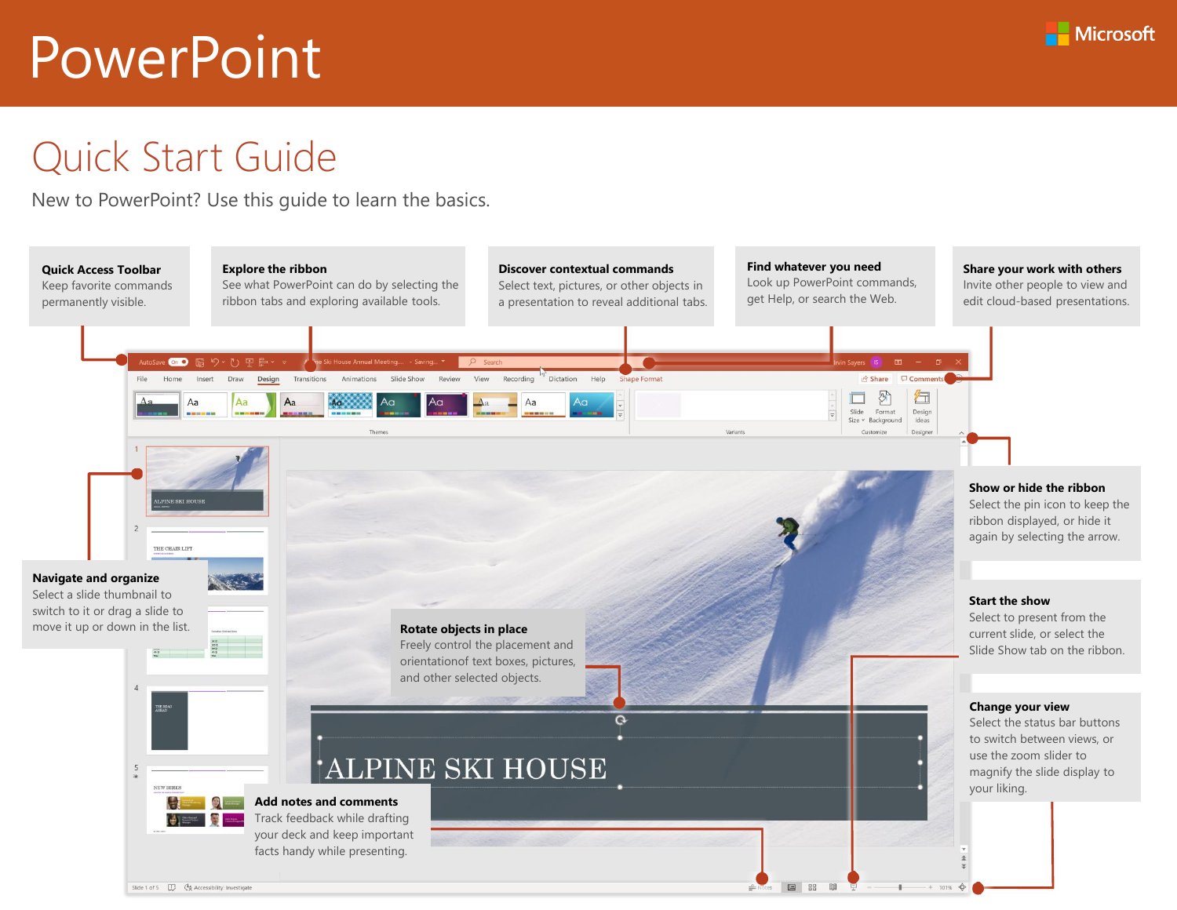# PowerPoint

Microsoft

## Quick Start Guide

New to PowerPoint? Use this guide to learn the basics.

**Quick Access Toolbar**
Keep favorite commands permanently visible.

**Explore the ribbon**
See what PowerPoint can do by selecting the ribbon tabs and exploring available tools.

**Discover contextual commands**
Select text, pictures, or other objects in a presentation to reveal additional tabs.

**Find whatever you need**
Look up PowerPoint commands, get Help, or search the Web.

**Share your work with others**
Invite other people to view and edit cloud-based presentations.

**Show or hide the ribbon**
Select the pin icon to keep the ribbon displayed, or hide it again by selecting the arrow.

**Navigate and organize**
Select a slide thumbnail to switch to it or drag a slide to move it up or down in the list.

**Start the show**
Select to present from the current slide, or select the Slide Show tab on the ribbon.

**Rotate objects in place**
Freely control the placement and orientationof text boxes, pictures, and other selected objects.

**Change your view**
Select the status bar buttons to switch between views, or use the zoom slider to magnify the slide display to your liking.

**Add notes and comments**
Track feedback while drafting your deck and keep important facts handy while presenting.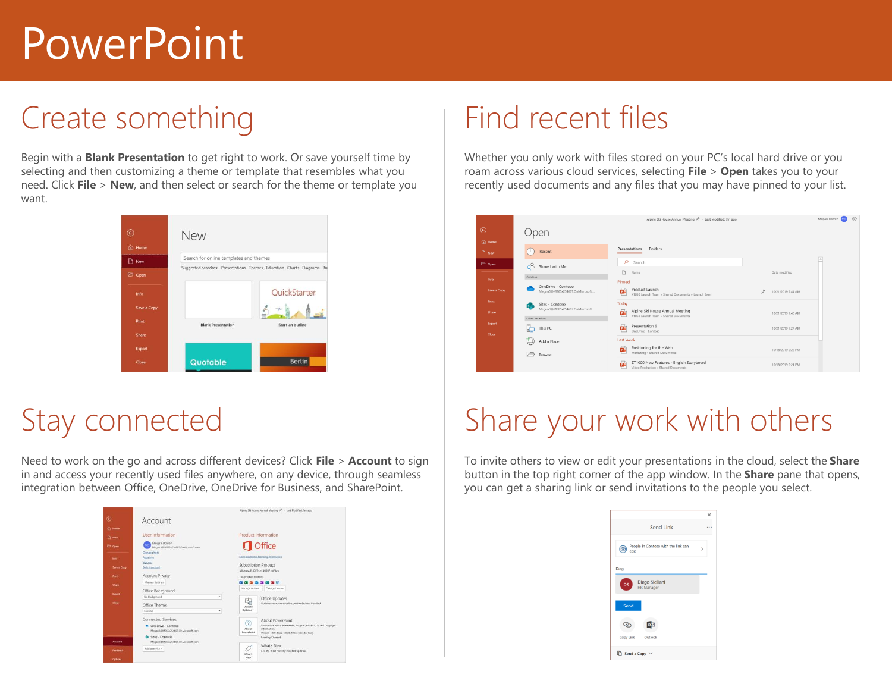# PowerPoint

## Create something

Begin with a **Blank Presentation** to get right to work. Or save yourself time by selecting and then customizing a theme or template that resembles what you need. Click **File** > **New**, and then select or search for the theme or template you want.

## Find recent files

Whether you only work with files stored on your PC's local hard drive or you roam across various cloud services, selecting **File** > **Open** takes you to your recently used documents and any files that you may have pinned to your list.

## Stay connected

Need to work on the go and across different devices? Click **File** > **Account** to sign in and access your recently used files anywhere, on any device, through seamless integration between Office, OneDrive, OneDrive for Business, and SharePoint.

## Share your work with others

To invite others to view or edit your presentations in the cloud, select the **Share** button in the top right corner of the app window. In the **Share** pane that opens, you can get a sharing link or send invitations to the people you select.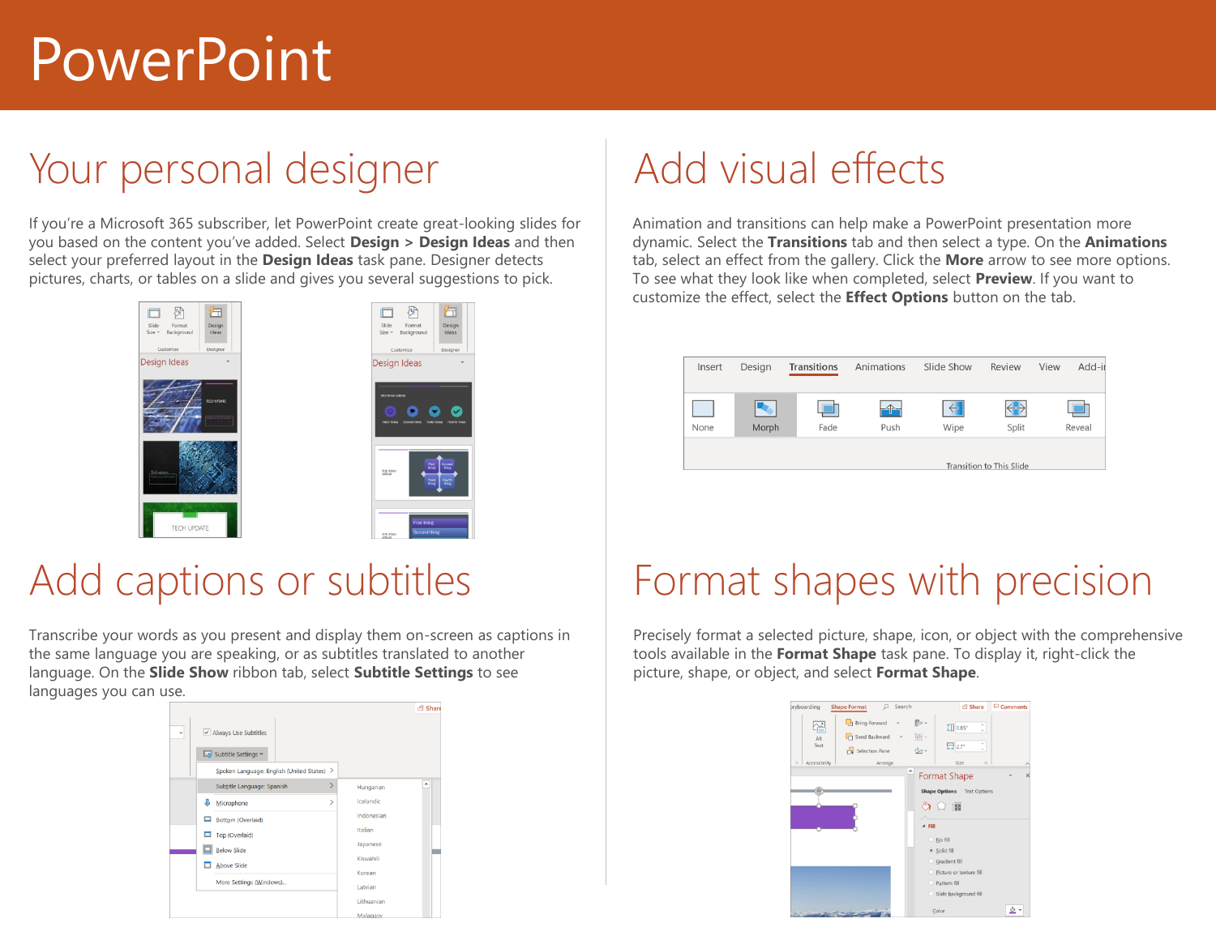# PowerPoint

## Your personal designer

If you're a Microsoft 365 subscriber, let PowerPoint create great-looking slides for you based on the content you've added. Select **Design > Design Ideas** and then select your preferred layout in the **Design Ideas** task pane. Designer detects pictures, charts, or tables on a slide and gives you several suggestions to pick.

## Add visual effects

Animation and transitions can help make a PowerPoint presentation more dynamic. Select the **Transitions** tab and then select a type. On the **Animations** tab, select an effect from the gallery. Click the **More** arrow to see more options. To see what they look like when completed, select **Preview**. If you want to customize the effect, select the **Effect Options** button on the tab.

## Add captions or subtitles

Transcribe your words as you present and display them on-screen as captions in the same language you are speaking, or as subtitles translated to another language. On the **Slide Show** ribbon tab, select **Subtitle Settings** to see languages you can use.

## Format shapes with precision

Precisely format a selected picture, shape, icon, or object with the comprehensive tools available in the **Format Shape** task pane. To display it, right-click the picture, shape, or object, and select **Format Shape**.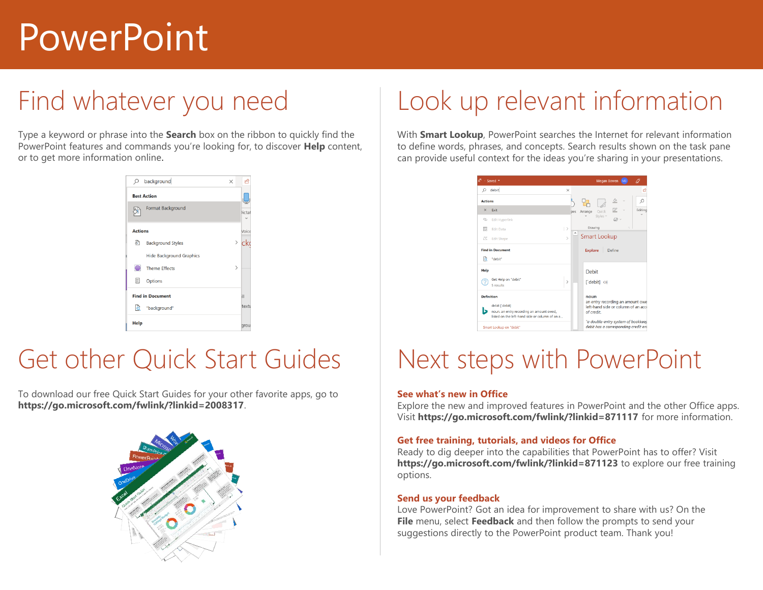# PowerPoint

## Find whatever you need

Type a keyword or phrase into the **Search** box on the ribbon to quickly find the PowerPoint features and commands you're looking for, to discover **Help** content, or to get more information online.

## Look up relevant information

With **Smart Lookup**, PowerPoint searches the Internet for relevant information to define words, phrases, and concepts. Search results shown on the task pane can provide useful context for the ideas you're sharing in your presentations.

## Get other Quick Start Guides

To download our free Quick Start Guides for your other favorite apps, go to **https://go.microsoft.com/fwlink/?linkid=2008317**.

## Next steps with PowerPoint

**See what's new in Office**

Explore the new and improved features in PowerPoint and the other Office apps. Visit **https://go.microsoft.com/fwlink/?linkid=871117** for more information.

**Get free training, tutorials, and videos for Office**

Ready to dig deeper into the capabilities that PowerPoint has to offer? Visit **https://go.microsoft.com/fwlink/?linkid=871123** to explore our free training options.

**Send us your feedback**

Love PowerPoint? Got an idea for improvement to share with us? On the **File** menu, select **Feedback** and then follow the prompts to send your suggestions directly to the PowerPoint product team. Thank you!